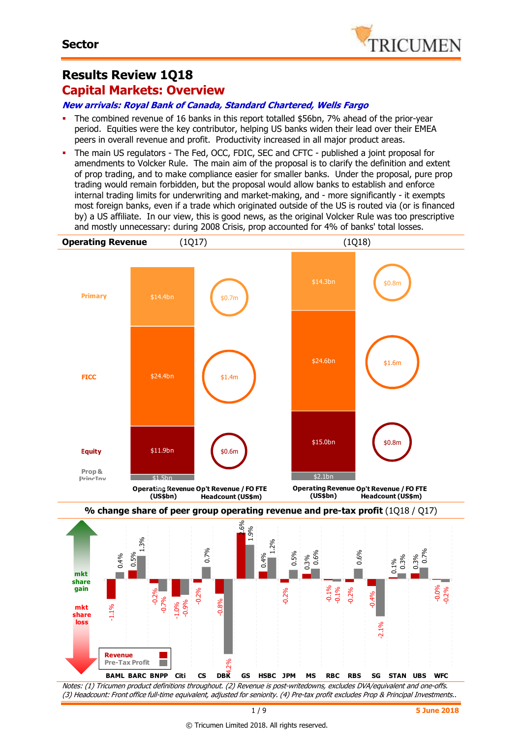**Sector**

# Results Review 1Q18

## Capital Markets: Overview

***New arrivals: Royal Bank of Canada, Standard Chartered, Wells Fargo***

- The combined revenue of 16 banks in this report totalled $56bn, 7% ahead of the prior-year period. Equities were the key contributor, helping US banks widen their lead over their EMEA peers in overall revenue and profit. Productivity increased in all major product areas.
- The main US regulators - The Fed, OCC, FDIC, SEC and CFTC - published a joint proposal for amendments to Volcker Rule. The main aim of the proposal is to clarify the definition and extent of prop trading, and to make compliance easier for smaller banks. Under the proposal, pure prop trading would remain forbidden, but the proposal would allow banks to establish and enforce internal trading limits for underwriting and market-making, and - more significantly - it exempts most foreign banks, even if a trade which originated outside of the US is routed via (or is financed by) a US affiliate. In our view, this is good news, as the original Volcker Rule was too prescriptive and mostly unnecessary: during 2008 Crisis, prop accounted for 4% of banks' total losses.

**Operating Revenue** (1Q17) (1Q18)

| | 1Q17 Operating Revenue (US$bn) | 1Q17 Op't Revenue / FO FTE Headcount (US$m) | 1Q18 Operating Revenue (US$bn) | 1Q18 Op't Revenue / FO FTE Headcount (US$m) |
|---|---|---|---|---|
| Primary | $14.4bn | $0.7m | $14.3bn | $0.8m |
| FICC | $24.4bn | $1.4m | $24.6bn | $1.6m |
| Equity | $11.9bn | $0.6m | $15.0bn | $0.8m |
| Prop & PrincInv | $1.5bn | | $2.1bn | |

**% change share of peer group operating revenue and pre-tax profit** (1Q18 / Q17)

| | BAML | BARC | BNPP | Citi | CS | DBK | GS | HSBC | JPM | MS | RBC | RBS | SG | STAN | UBS | WFC |
|---|---|---|---|---|---|---|---|---|---|---|---|---|---|---|---|---|
| Revenue | -1.1% | 0.5% | -0.2% | -1.0% | -0.2% | -0.8% | 2.6% | 0.4% | -0.2% | 0.3% | -0.1% | -0.2% | -0.4% | 0.1% | 0.3% | -0.0% |
| Pre-Tax Profit | 0.4% | 1.3% | -0.7% | -0.9% | 0.7% | -4.2% | 1.9% | 1.2% | 0.5% | 0.6% | -0.1% | 0.6% | -2.1% | 0.3% | 0.7% | -0.2% |

mkt share gain / mkt share loss

*Notes: (1) Tricumen product definitions throughout. (2) Revenue is post-writedowns, excludes DVA/equivalent and one-offs. (3) Headcount: Front office full-time equivalent, adjusted for seniority. (4) Pre-tax profit excludes Prop & Principal Investments..*

5 June 2018

© Tricumen Limited 2018. All rights reserved.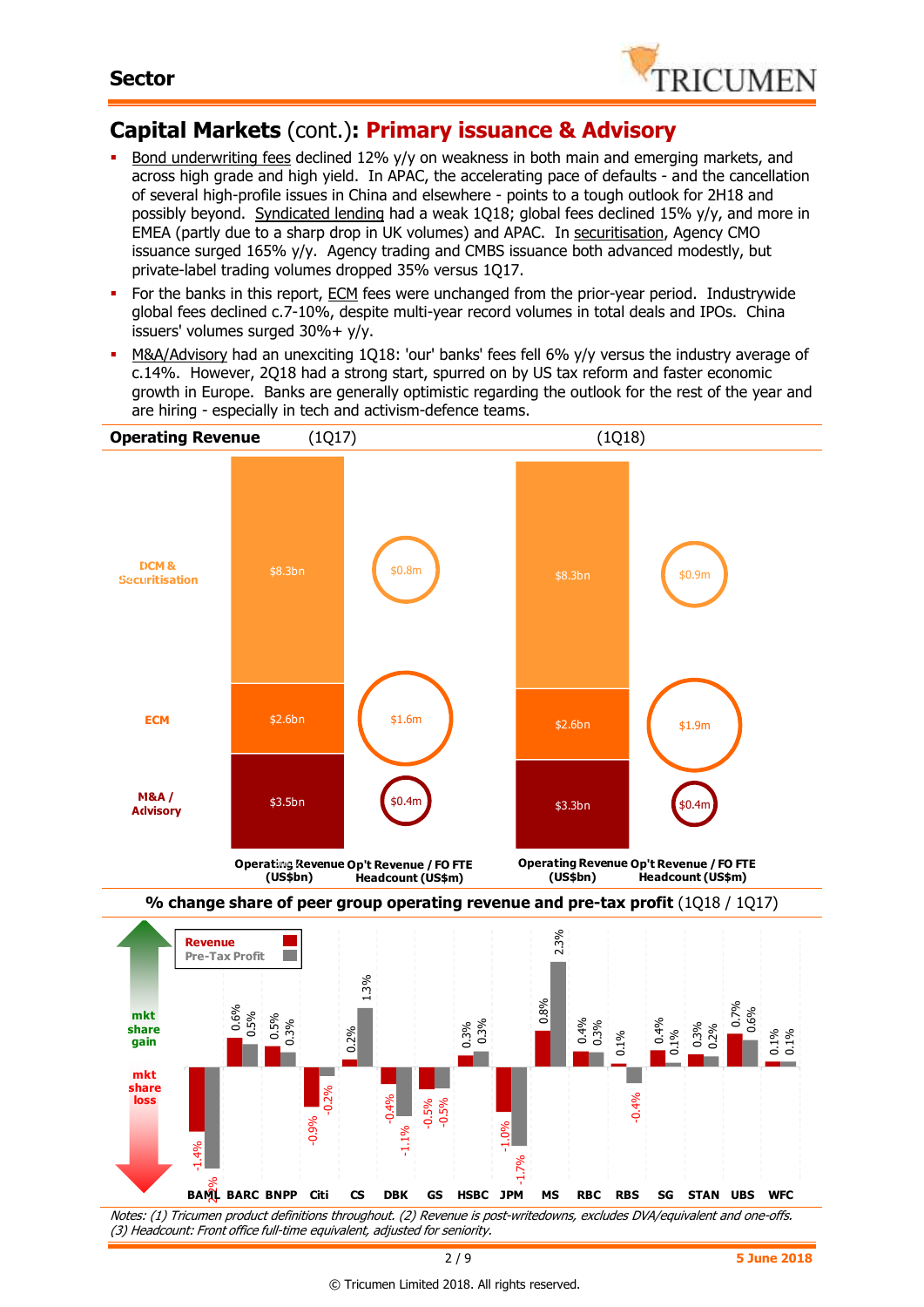## Capital Markets (cont.): Primary issuance & Advisory

- Bond underwriting fees declined 12% y/y on weakness in both main and emerging markets, and across high grade and high yield. In APAC, the accelerating pace of defaults - and the cancellation of several high-profile issues in China and elsewhere - points to a tough outlook for 2H18 and possibly beyond. Syndicated lending had a weak 1Q18; global fees declined 15% y/y, and more in EMEA (partly due to a sharp drop in UK volumes) and APAC. In securitisation, Agency CMO issuance surged 165% y/y. Agency trading and CMBS issuance both advanced modestly, but private-label trading volumes dropped 35% versus 1Q17.
- For the banks in this report, ECM fees were unchanged from the prior-year period. Industrywide global fees declined c.7-10%, despite multi-year record volumes in total deals and IPOs. China issuers' volumes surged 30%+ y/y.
- M&A/Advisory had an unexciting 1Q18: 'our' banks' fees fell 6% y/y versus the industry average of c.14%. However, 2Q18 had a strong start, spurred on by US tax reform and faster economic growth in Europe. Banks are generally optimistic regarding the outlook for the rest of the year and are hiring - especially in tech and activism-defence teams.

### Operating Revenue

| | 1Q17 Operating Revenue (US$bn) | 1Q17 Op't Revenue / FO FTE Headcount (US$m) | 1Q18 Operating Revenue (US$bn) | 1Q18 Op't Revenue / FO FTE Headcount (US$m) |
|---|---|---|---|---|
| DCM & Securitisation | $8.3bn | $0.8m | $8.3bn | $0.9m |
| ECM | $2.6bn | $1.6m | $2.6bn | $1.9m |
| M&A / Advisory | $3.5bn | $0.4m | $3.3bn | $0.4m |

### % change share of peer group operating revenue and pre-tax profit (1Q18 / 1Q17)

| | Revenue | Pre-Tax Profit |
|---|---|---|
| BAML | -1.4% | -2.2% |
| BARC | 0.6% | 0.5% |
| BNPP | 0.5% | 0.3% |
| Citi | -0.9% | -0.2% |
| CS | 0.2% | 1.3% |
| DBK | -0.4% | -1.1% |
| GS | -0.5% | -0.5% |
| HSBC | 0.3% | 0.3% |
| JPM | -1.0% | -1.7% |
| MS | 0.8% | 2.3% |
| RBC | 0.4% | 0.3% |
| RBS | 0.1% | -0.4% |
| SG | 0.4% | 0.1% |
| STAN | 0.3% | 0.2% |
| UBS | 0.7% | 0.6% |
| WFC | 0.1% | 0.1% |

*Notes: (1) Tricumen product definitions throughout. (2) Revenue is post-writedowns, excludes DVA/equivalent and one-offs. (3) Headcount: Front office full-time equivalent, adjusted for seniority.*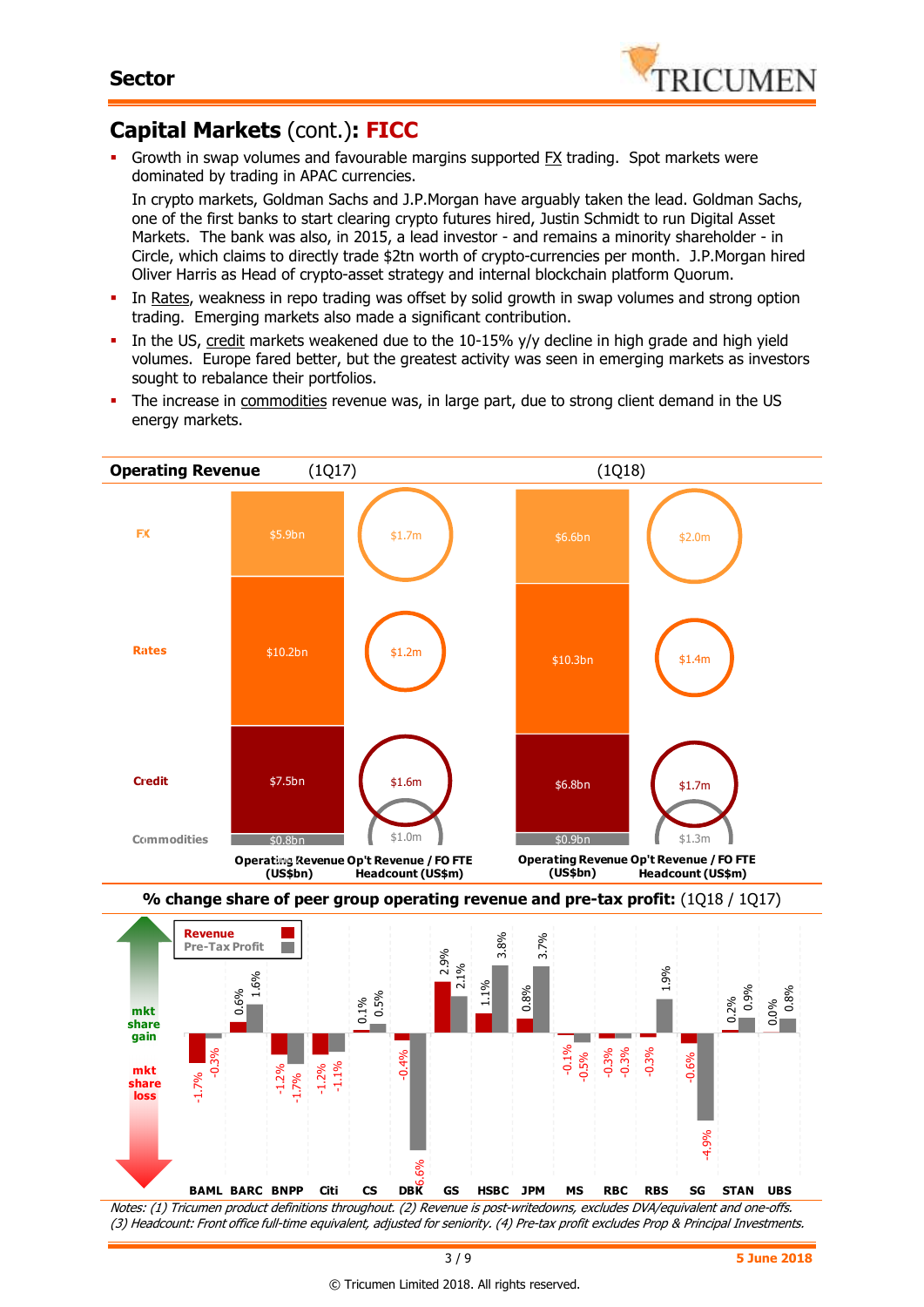## Capital Markets (cont.): FICC

- Growth in swap volumes and favourable margins supported FX trading. Spot markets were dominated by trading in APAC currencies.

  In crypto markets, Goldman Sachs and J.P.Morgan have arguably taken the lead. Goldman Sachs, one of the first banks to start clearing crypto futures hired, Justin Schmidt to run Digital Asset Markets. The bank was also, in 2015, a lead investor - and remains a minority shareholder - in Circle, which claims to directly trade $2tn worth of crypto-currencies per month. J.P.Morgan hired Oliver Harris as Head of crypto-asset strategy and internal blockchain platform Quorum.
- In Rates, weakness in repo trading was offset by solid growth in swap volumes and strong option trading. Emerging markets also made a significant contribution.
- In the US, credit markets weakened due to the 10-15% y/y decline in high grade and high yield volumes. Europe fared better, but the greatest activity was seen in emerging markets as investors sought to rebalance their portfolios.
- The increase in commodities revenue was, in large part, due to strong client demand in the US energy markets.

**Operating Revenue**

| | 1Q17 Operating Revenue (US$bn) | 1Q17 Op't Revenue / FO FTE Headcount (US$m) | 1Q18 Operating Revenue (US$bn) | 1Q18 Op't Revenue / FO FTE Headcount (US$m) |
|---|---|---|---|---|
| FX | $5.9bn | $1.7m | $6.6bn | $2.0m |
| Rates | $10.2bn | $1.2m | $10.3bn | $1.4m |
| Credit | $7.5bn | $1.6m | $6.8bn | $1.7m |
| Commodities | $0.8bn | $1.0m | $0.9bn | $1.3m |

**% change share of peer group operating revenue and pre-tax profit:** (1Q18 / 1Q17)

| | Revenue | Pre-Tax Profit |
|---|---|---|
| BAML | -1.7% | -0.3% |
| BARC | 0.6% | 1.6% |
| BNPP | -1.2% | -1.7% |
| Citi | -1.2% | -1.1% |
| CS | 0.1% | 0.5% |
| DBK | -0.4% | -6.6% |
| GS | 2.9% | 2.1% |
| HSBC | 1.1% | 3.8% |
| JPM | 0.8% | 3.7% |
| MS | -0.1% | -0.5% |
| RBC | -0.3% | -0.3% |
| RBS | -0.3% | 1.9% |
| SG | -0.6% | -4.9% |
| STAN | 0.2% | 0.9% |
| UBS | 0.0% | 0.8% |

*Notes: (1) Tricumen product definitions throughout. (2) Revenue is post-writedowns, excludes DVA/equivalent and one-offs. (3) Headcount: Front office full-time equivalent, adjusted for seniority. (4) Pre-tax profit excludes Prop & Principal Investments.*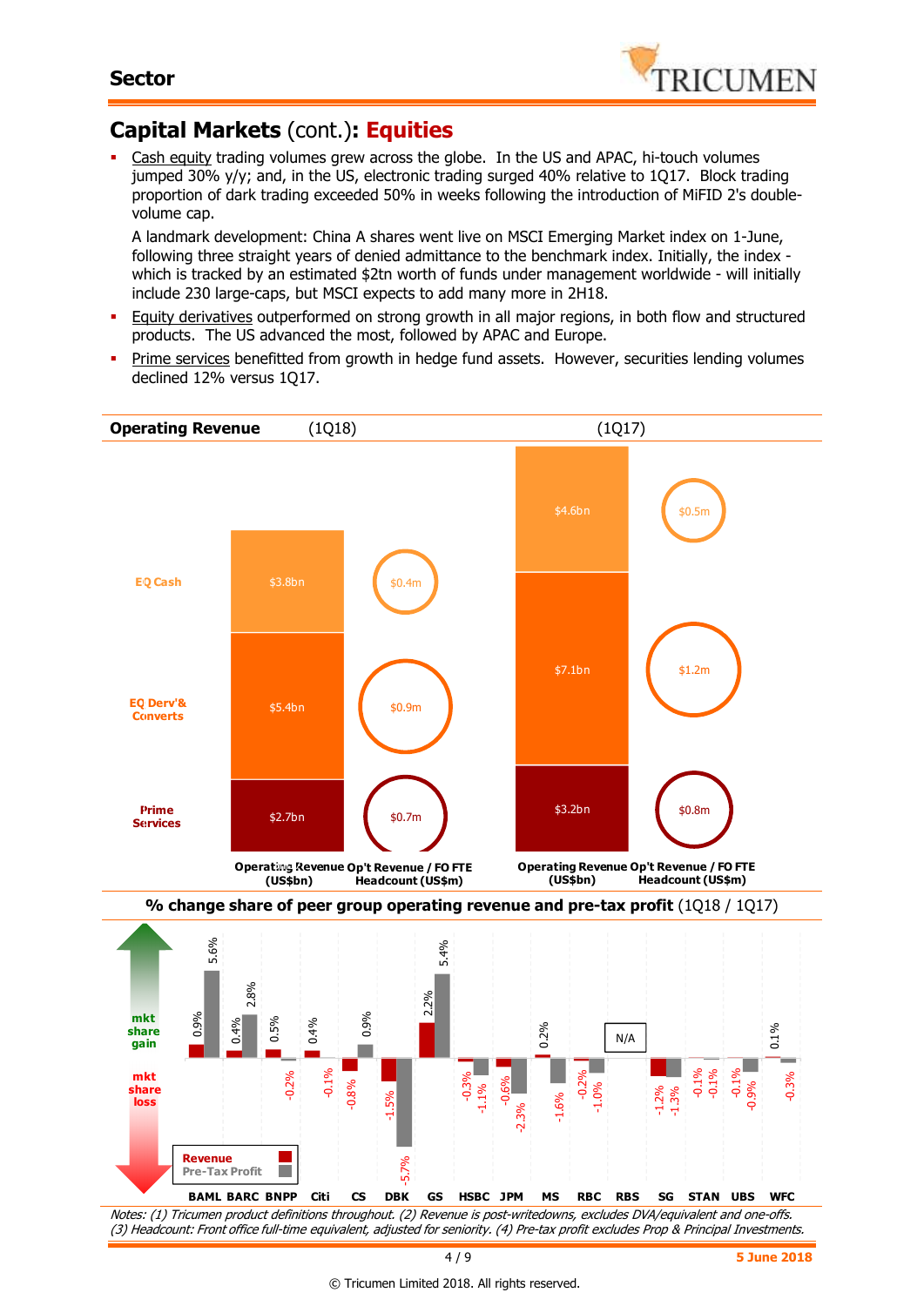## Capital Markets (cont.): Equities

- Cash equity trading volumes grew across the globe. In the US and APAC, hi-touch volumes jumped 30% y/y; and, in the US, electronic trading surged 40% relative to 1Q17. Block trading proportion of dark trading exceeded 50% in weeks following the introduction of MiFID 2's double-volume cap.

  A landmark development: China A shares went live on MSCI Emerging Market index on 1-June, following three straight years of denied admittance to the benchmark index. Initially, the index - which is tracked by an estimated $2tn worth of funds under management worldwide - will initially include 230 large-caps, but MSCI expects to add many more in 2H18.

- Equity derivatives outperformed on strong growth in all major regions, in both flow and structured products. The US advanced the most, followed by APAC and Europe.
- Prime services benefitted from growth in hedge fund assets. However, securities lending volumes declined 12% versus 1Q17.

**Operating Revenue**

| | 1Q18 Operating Revenue (US$bn) | 1Q18 Op't Revenue / FO FTE Headcount (US$m) | 1Q17 Operating Revenue (US$bn) | 1Q17 Op't Revenue / FO FTE Headcount (US$m) |
|---|---|---|---|---|
| EQ Cash | $3.8bn | $0.4m | $4.6bn | $0.5m |
| EQ Derv'& Converts | $5.4bn | $0.9m | $7.1bn | $1.2m |
| Prime Services | $2.7bn | $0.7m | $3.2bn | $0.8m |

**% change share of peer group operating revenue and pre-tax profit** (1Q18 / 1Q17)

| | Revenue | Pre-Tax Profit |
|---|---|---|
| BAML | 0.9% | 5.6% |
| BARC | 0.4% | 2.8% |
| BNPP | 0.5% | -0.2% |
| Citi | 0.4% | -0.1% |
| CS | -0.8% | 0.9% |
| DBK | -1.5% | -5.7% |
| GS | 2.2% | 5.4% |
| HSBC | -0.3% | -1.1% |
| JPM | -0.6% | -2.3% |
| MS | 0.2% | -1.6% |
| RBC | -0.2% | -1.0% |
| RBS | N/A | N/A |
| SG | -1.2% | -1.3% |
| STAN | -0.1% | -0.1% |
| UBS | -0.1% | -0.9% |
| WFC | 0.1% | -0.3% |

*Notes: (1) Tricumen product definitions throughout. (2) Revenue is post-writedowns, excludes DVA/equivalent and one-offs. (3) Headcount: Front office full-time equivalent, adjusted for seniority. (4) Pre-tax profit excludes Prop & Principal Investments.*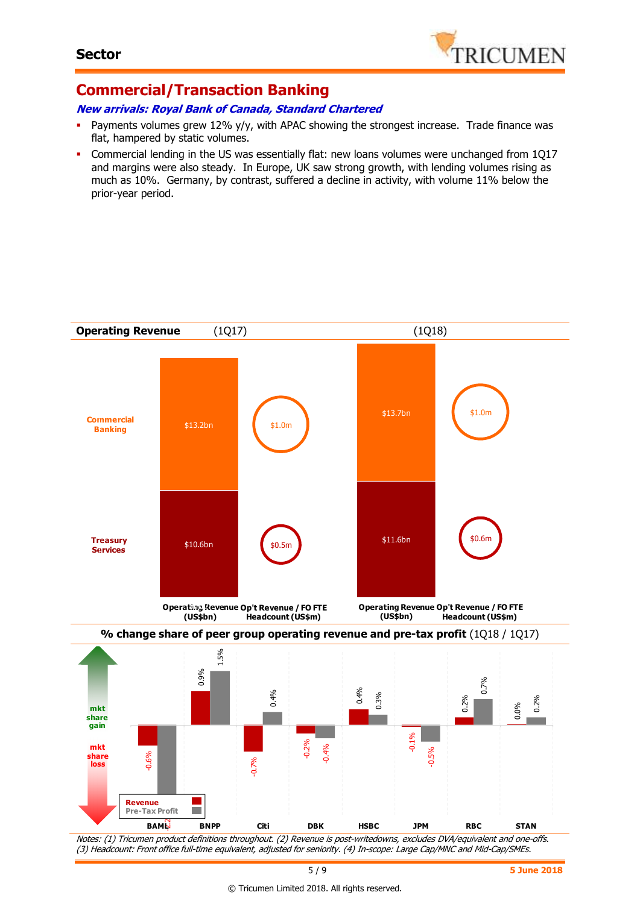## Sector

# Commercial/Transaction Banking

***New arrivals: Royal Bank of Canada, Standard Chartered***

- Payments volumes grew 12% y/y, with APAC showing the strongest increase. Trade finance was flat, hampered by static volumes.
- Commercial lending in the US was essentially flat: new loans volumes were unchanged from 1Q17 and margins were also steady. In Europe, UK saw strong growth, with lending volumes rising as much as 10%. Germany, by contrast, suffered a decline in activity, with volume 11% below the prior-year period.

**Operating Revenue** (1Q17) (1Q18)

| | Operating Revenue (US$bn) 1Q17 | Op't Revenue / FO FTE Headcount (US$m) 1Q17 | Operating Revenue (US$bn) 1Q18 | Op't Revenue / FO FTE Headcount (US$m) 1Q18 |
|---|---|---|---|---|
| Commercial Banking | $13.2bn | $1.0m | $13.7bn | $1.0m |
| Treasury Services | $10.6bn | $0.5m | $11.6bn | $0.6m |

**% change share of peer group operating revenue and pre-tax profit** (1Q18 / 1Q17)

| | BAML | BNPP | Citi | DBK | HSBC | JPM | RBC | STAN |
|---|---|---|---|---|---|---|---|---|
| Revenue | -0.6% | 0.9% | -0.7% | -0.2% | 0.4% | -0.1% | 0.2% | 0.0% |
| Pre-Tax Profit | -2 | 1.5% | 0.4% | -0.4% | 0.3% | -0.5% | 0.7% | 0.2% |

mkt share gain / mkt share loss

*Notes: (1) Tricumen product definitions throughout. (2) Revenue is post-writedowns, excludes DVA/equivalent and one-offs. (3) Headcount: Front office full-time equivalent, adjusted for seniority. (4) In-scope: Large Cap/MNC and Mid-Cap/SMEs.*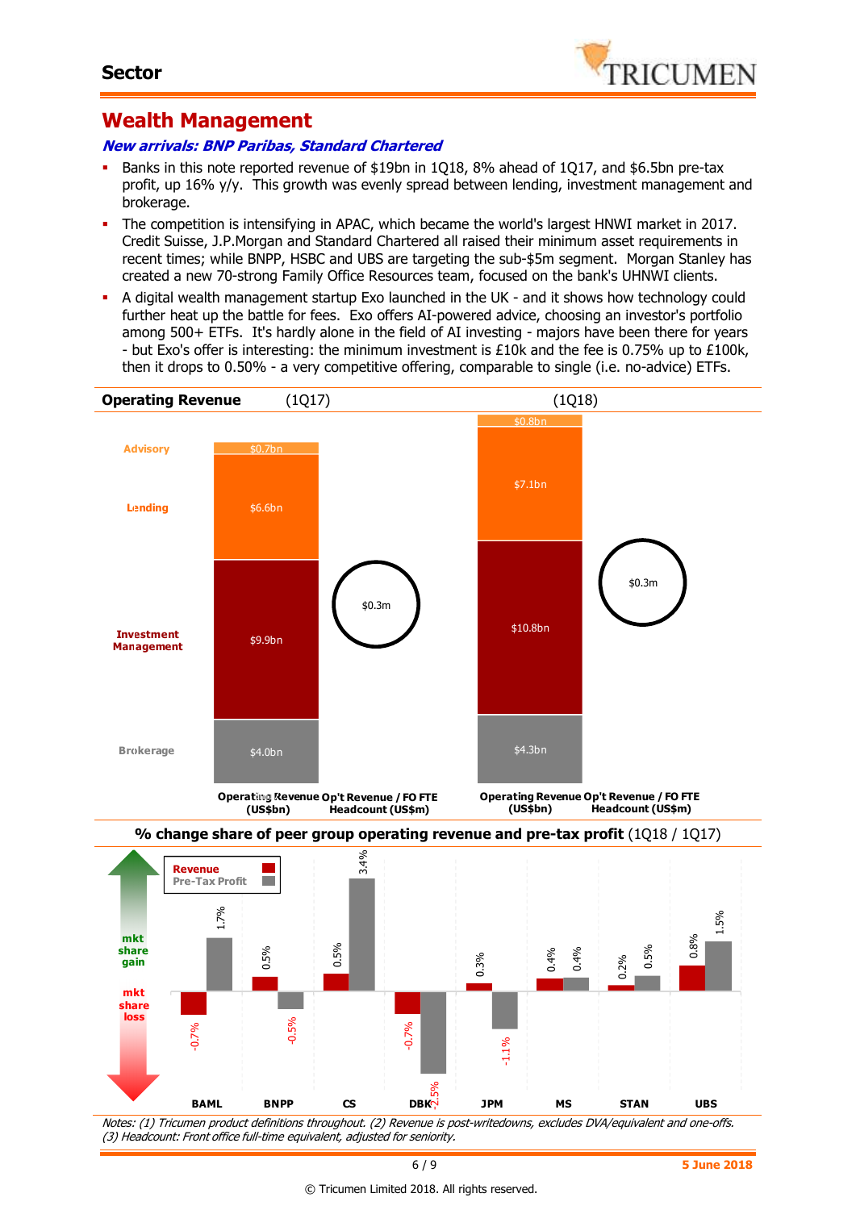## Sector

# Wealth Management

***New arrivals: BNP Paribas, Standard Chartered***

- Banks in this note reported revenue of $19bn in 1Q18, 8% ahead of 1Q17, and $6.5bn pre-tax profit, up 16% y/y. This growth was evenly spread between lending, investment management and brokerage.
- The competition is intensifying in APAC, which became the world's largest HNWI market in 2017. Credit Suisse, J.P.Morgan and Standard Chartered all raised their minimum asset requirements in recent times; while BNPP, HSBC and UBS are targeting the sub-$5m segment. Morgan Stanley has created a new 70-strong Family Office Resources team, focused on the bank's UHNWI clients.
- A digital wealth management startup Exo launched in the UK - and it shows how technology could further heat up the battle for fees. Exo offers AI-powered advice, choosing an investor's portfolio among 500+ ETFs. It's hardly alone in the field of AI investing - majors have been there for years - but Exo's offer is interesting: the minimum investment is £10k and the fee is 0.75% up to £100k, then it drops to 0.50% - a very competitive offering, comparable to single (i.e. no-advice) ETFs.

**Operating Revenue** (1Q17) (1Q18)

| | Operating Revenue (US$bn) 1Q17 | Operating Revenue (US$bn) 1Q18 |
|---|---|---|
| Advisory | $0.7bn | $0.8bn |
| Lending | $6.6bn | $7.1bn |
| Investment Management | $9.9bn | $10.8bn |
| Brokerage | $4.0bn | $4.3bn |
| **Op't Revenue / FO FTE Headcount (US$m)** | $0.3m | $0.3m |

**% change share of peer group operating revenue and pre-tax profit** (1Q18 / 1Q17)

| | Revenue | Pre-Tax Profit |
|---|---|---|
| BAML | -0.7% | 1.7% |
| BNPP | 0.5% | -0.5% |
| CS | 0.5% | 3.4% |
| DBK | -0.7% | -2.5% |
| JPM | 0.3% | -1.1% |
| MS | 0.4% | 0.4% |
| STAN | 0.2% | 0.5% |
| UBS | 0.8% | 1.5% |

(mkt share gain / mkt share loss)

*Notes: (1) Tricumen product definitions throughout. (2) Revenue is post-writedowns, excludes DVA/equivalent and one-offs. (3) Headcount: Front office full-time equivalent, adjusted for seniority.*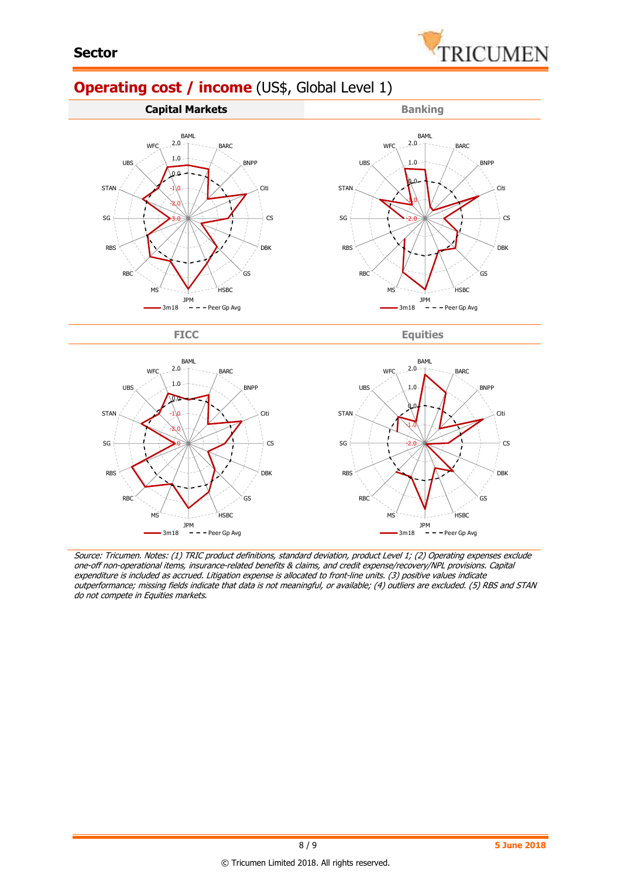# Operating cost / income (US$, Global Level 1)

| Capital Markets | Banking |
| --- | --- |

| FICC | Equities |
| --- | --- |

*Source: Tricumen. Notes: (1) TRIC product definitions, standard deviation, product Level 1; (2) Operating expenses exclude one-off non-operational items, insurance-related benefits & claims, and credit expense/recovery/NPL provisions. Capital expenditure is included as accrued. Litigation expense is allocated to front-line units. (3) positive values indicate outperformance; missing fields indicate that data is not meaningful, or available; (4) outliers are excluded. (5) RBS and STAN do not compete in Equities markets.*

© Tricumen Limited 2018. All rights reserved.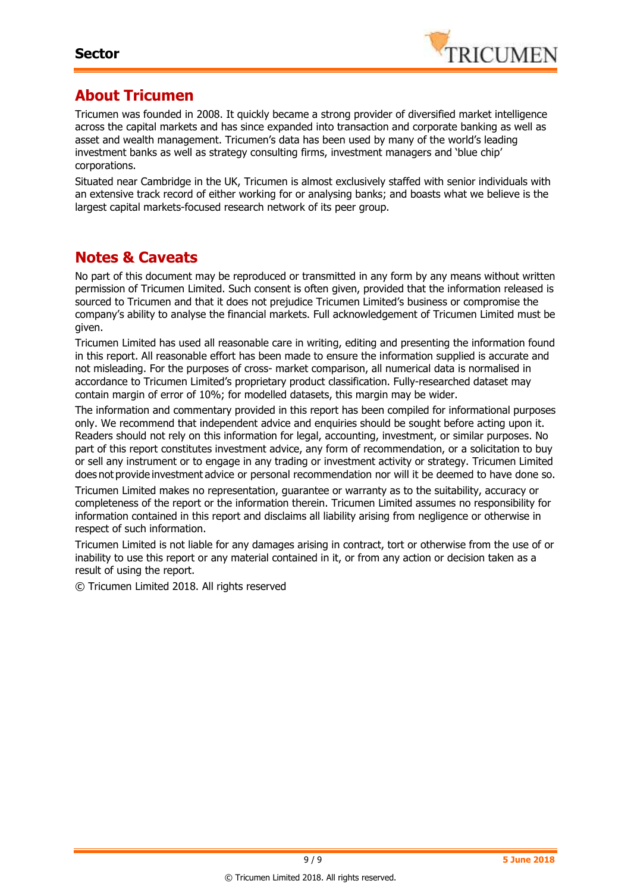## About Tricumen

Tricumen was founded in 2008. It quickly became a strong provider of diversified market intelligence across the capital markets and has since expanded into transaction and corporate banking as well as asset and wealth management. Tricumen's data has been used by many of the world's leading investment banks as well as strategy consulting firms, investment managers and 'blue chip' corporations.

Situated near Cambridge in the UK, Tricumen is almost exclusively staffed with senior individuals with an extensive track record of either working for or analysing banks; and boasts what we believe is the largest capital markets-focused research network of its peer group.

## Notes & Caveats

No part of this document may be reproduced or transmitted in any form by any means without written permission of Tricumen Limited. Such consent is often given, provided that the information released is sourced to Tricumen and that it does not prejudice Tricumen Limited's business or compromise the company's ability to analyse the financial markets. Full acknowledgement of Tricumen Limited must be given.

Tricumen Limited has used all reasonable care in writing, editing and presenting the information found in this report. All reasonable effort has been made to ensure the information supplied is accurate and not misleading. For the purposes of cross- market comparison, all numerical data is normalised in accordance to Tricumen Limited's proprietary product classification. Fully-researched dataset may contain margin of error of 10%; for modelled datasets, this margin may be wider.

The information and commentary provided in this report has been compiled for informational purposes only. We recommend that independent advice and enquiries should be sought before acting upon it. Readers should not rely on this information for legal, accounting, investment, or similar purposes. No part of this report constitutes investment advice, any form of recommendation, or a solicitation to buy or sell any instrument or to engage in any trading or investment activity or strategy. Tricumen Limited does not provide investment advice or personal recommendation nor will it be deemed to have done so.

Tricumen Limited makes no representation, guarantee or warranty as to the suitability, accuracy or completeness of the report or the information therein. Tricumen Limited assumes no responsibility for information contained in this report and disclaims all liability arising from negligence or otherwise in respect of such information.

Tricumen Limited is not liable for any damages arising in contract, tort or otherwise from the use of or inability to use this report or any material contained in it, or from any action or decision taken as a result of using the report.

© Tricumen Limited 2018. All rights reserved